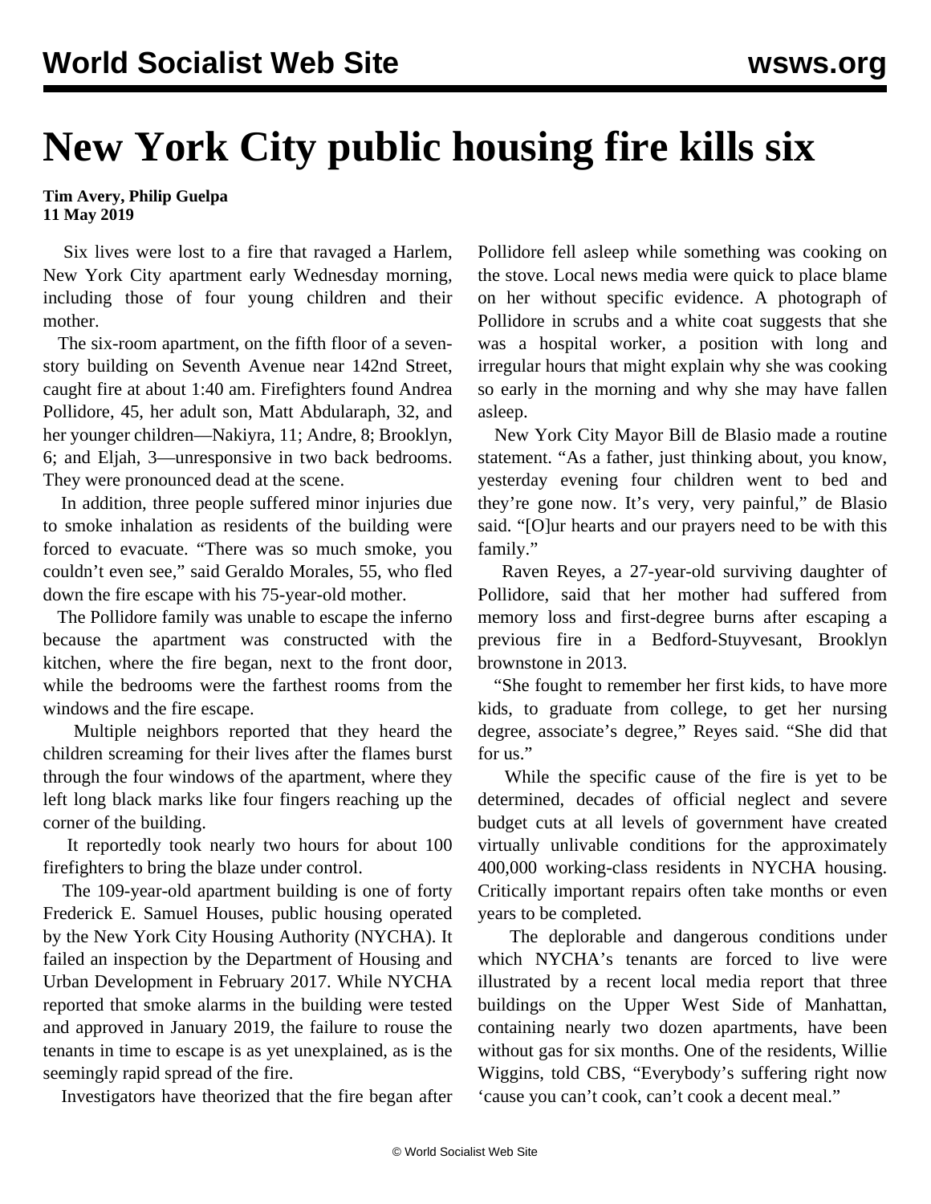# New York City public housing fire kills six

**Tim Avery, Philip Guelpa**
**11 May 2019**

Six lives were lost to a fire that ravaged a Harlem, New York City apartment early Wednesday morning, including those of four young children and their mother.

The six-room apartment, on the fifth floor of a seven-story building on Seventh Avenue near 142nd Street, caught fire at about 1:40 am. Firefighters found Andrea Pollidore, 45, her adult son, Matt Abdularaph, 32, and her younger children—Nakiyra, 11; Andre, 8; Brooklyn, 6; and Eljah, 3—unresponsive in two back bedrooms. They were pronounced dead at the scene.

In addition, three people suffered minor injuries due to smoke inhalation as residents of the building were forced to evacuate. "There was so much smoke, you couldn't even see," said Geraldo Morales, 55, who fled down the fire escape with his 75-year-old mother.

The Pollidore family was unable to escape the inferno because the apartment was constructed with the kitchen, where the fire began, next to the front door, while the bedrooms were the farthest rooms from the windows and the fire escape.

Multiple neighbors reported that they heard the children screaming for their lives after the flames burst through the four windows of the apartment, where they left long black marks like four fingers reaching up the corner of the building.

It reportedly took nearly two hours for about 100 firefighters to bring the blaze under control.

The 109-year-old apartment building is one of forty Frederick E. Samuel Houses, public housing operated by the New York City Housing Authority (NYCHA). It failed an inspection by the Department of Housing and Urban Development in February 2017. While NYCHA reported that smoke alarms in the building were tested and approved in January 2019, the failure to rouse the tenants in time to escape is as yet unexplained, as is the seemingly rapid spread of the fire.

Investigators have theorized that the fire began after Pollidore fell asleep while something was cooking on the stove. Local news media were quick to place blame on her without specific evidence. A photograph of Pollidore in scrubs and a white coat suggests that she was a hospital worker, a position with long and irregular hours that might explain why she was cooking so early in the morning and why she may have fallen asleep.

New York City Mayor Bill de Blasio made a routine statement. "As a father, just thinking about, you know, yesterday evening four children went to bed and they're gone now. It's very, very painful," de Blasio said. "[O]ur hearts and our prayers need to be with this family."

Raven Reyes, a 27-year-old surviving daughter of Pollidore, said that her mother had suffered from memory loss and first-degree burns after escaping a previous fire in a Bedford-Stuyvesant, Brooklyn brownstone in 2013.

"She fought to remember her first kids, to have more kids, to graduate from college, to get her nursing degree, associate's degree," Reyes said. "She did that for us."

While the specific cause of the fire is yet to be determined, decades of official neglect and severe budget cuts at all levels of government have created virtually unlivable conditions for the approximately 400,000 working-class residents in NYCHA housing. Critically important repairs often take months or even years to be completed.

The deplorable and dangerous conditions under which NYCHA's tenants are forced to live were illustrated by a recent local media report that three buildings on the Upper West Side of Manhattan, containing nearly two dozen apartments, have been without gas for six months. One of the residents, Willie Wiggins, told CBS, "Everybody's suffering right now 'cause you can't cook, can't cook a decent meal."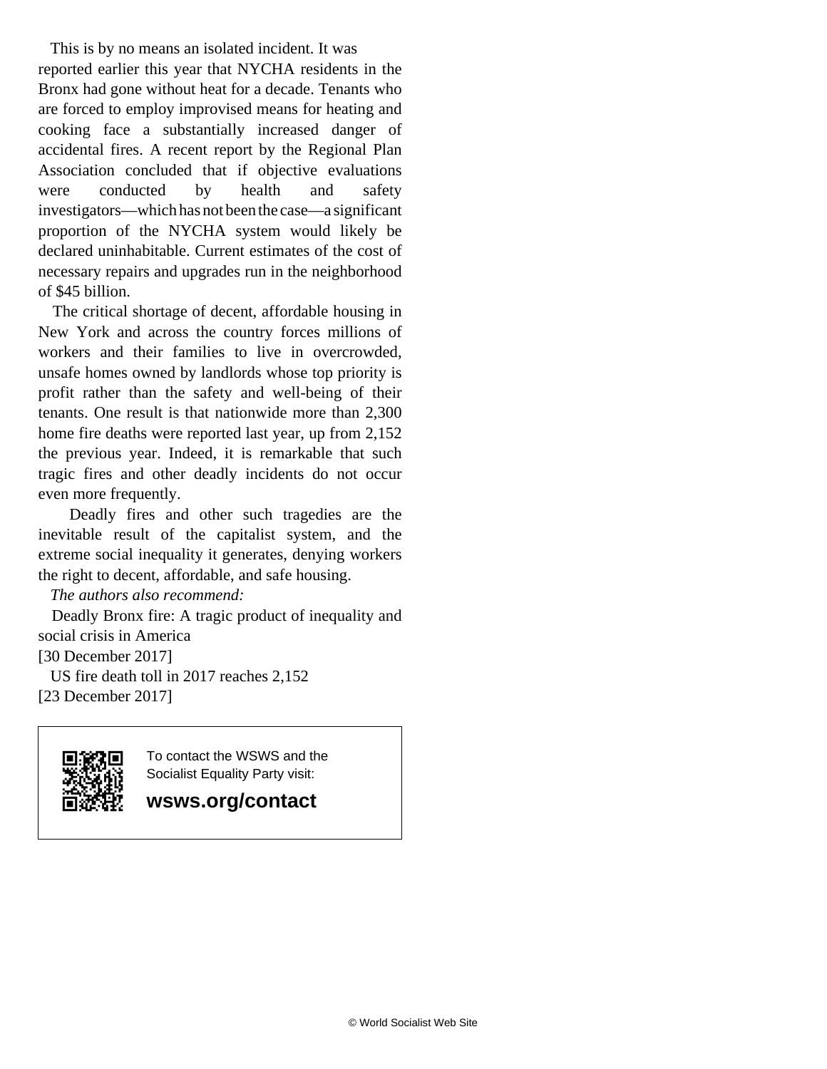This is by no means an isolated incident. It was reported earlier this year that NYCHA residents in the Bronx had gone without heat for a decade. Tenants who are forced to employ improvised means for heating and cooking face a substantially increased danger of accidental fires. A recent report by the Regional Plan Association concluded that if objective evaluations were conducted by health and safety investigators—which has not been the case—a significant proportion of the NYCHA system would likely be declared uninhabitable. Current estimates of the cost of necessary repairs and upgrades run in the neighborhood of $45 billion.

The critical shortage of decent, affordable housing in New York and across the country forces millions of workers and their families to live in overcrowded, unsafe homes owned by landlords whose top priority is profit rather than the safety and well-being of their tenants. One result is that nationwide more than 2,300 home fire deaths were reported last year, up from 2,152 the previous year. Indeed, it is remarkable that such tragic fires and other deadly incidents do not occur even more frequently.

Deadly fires and other such tragedies are the inevitable result of the capitalist system, and the extreme social inequality it generates, denying workers the right to decent, affordable, and safe housing.

*The authors also recommend:*

Deadly Bronx fire: A tragic product of inequality and social crisis in America
[30 December 2017]

US fire death toll in 2017 reaches 2,152
[23 December 2017]

To contact the WSWS and the Socialist Equality Party visit:

**wsws.org/contact**